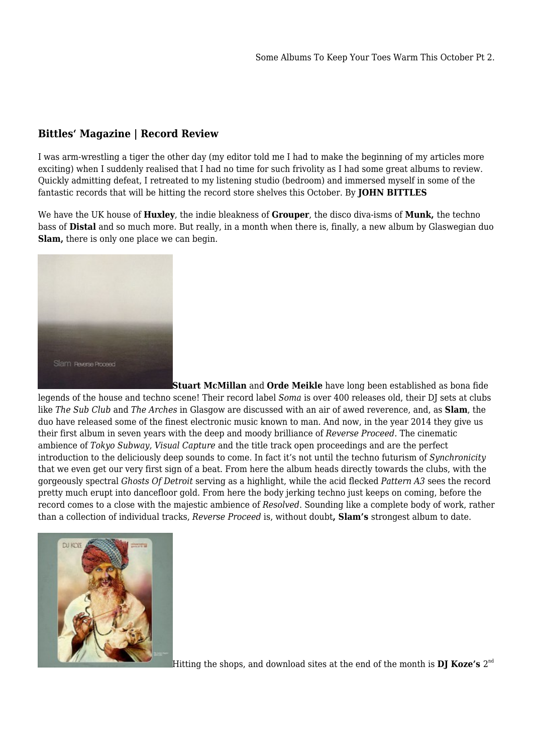Some Albums To Keep Your Toes Warm This October Pt 2.

## Bittles' Magazine | Record Review

I was arm-wrestling a tiger the other day (my editor told me I had to make the beginning of my articles more exciting) when I suddenly realised that I had no time for such frivolity as I had some great albums to review. Quickly admitting defeat, I retreated to my listening studio (bedroom) and immersed myself in some of the fantastic records that will be hitting the record store shelves this October. By **JOHN BITTLES**

We have the UK house of **Huxley**, the indie bleakness of **Grouper**, the disco diva-isms of **Munk,** the techno bass of **Distal** and so much more. But really, in a month when there is, finally, a new album by Glaswegian duo **Slam,** there is only one place we can begin.

**Stuart McMillan** and **Orde Meikle** have long been established as bona fide legends of the house and techno scene! Their record label *Soma* is over 400 releases old, their DJ sets at clubs like *The Sub Club* and *The Arches* in Glasgow are discussed with an air of awed reverence, and, as **Slam**, the duo have released some of the finest electronic music known to man. And now, in the year 2014 they give us their first album in seven years with the deep and moody brilliance of *Reverse Proceed*. The cinematic ambience of *Tokyo Subway, Visual Capture* and the title track open proceedings and are the perfect introduction to the deliciously deep sounds to come. In fact it's not until the techno futurism of *Synchronicity* that we even get our very first sign of a beat. From here the album heads directly towards the clubs, with the gorgeously spectral *Ghosts Of Detroit* serving as a highlight, while the acid flecked *Pattern A3* sees the record pretty much erupt into dancefloor gold. From here the body jerking techno just keeps on coming, before the record comes to a close with the majestic ambience of *Resolved*. Sounding like a complete body of work, rather than a collection of individual tracks, *Reverse Proceed* is, without doubt**, Slam's** strongest album to date.

Hitting the shops, and download sites at the end of the month is **DJ Koze's** 2nd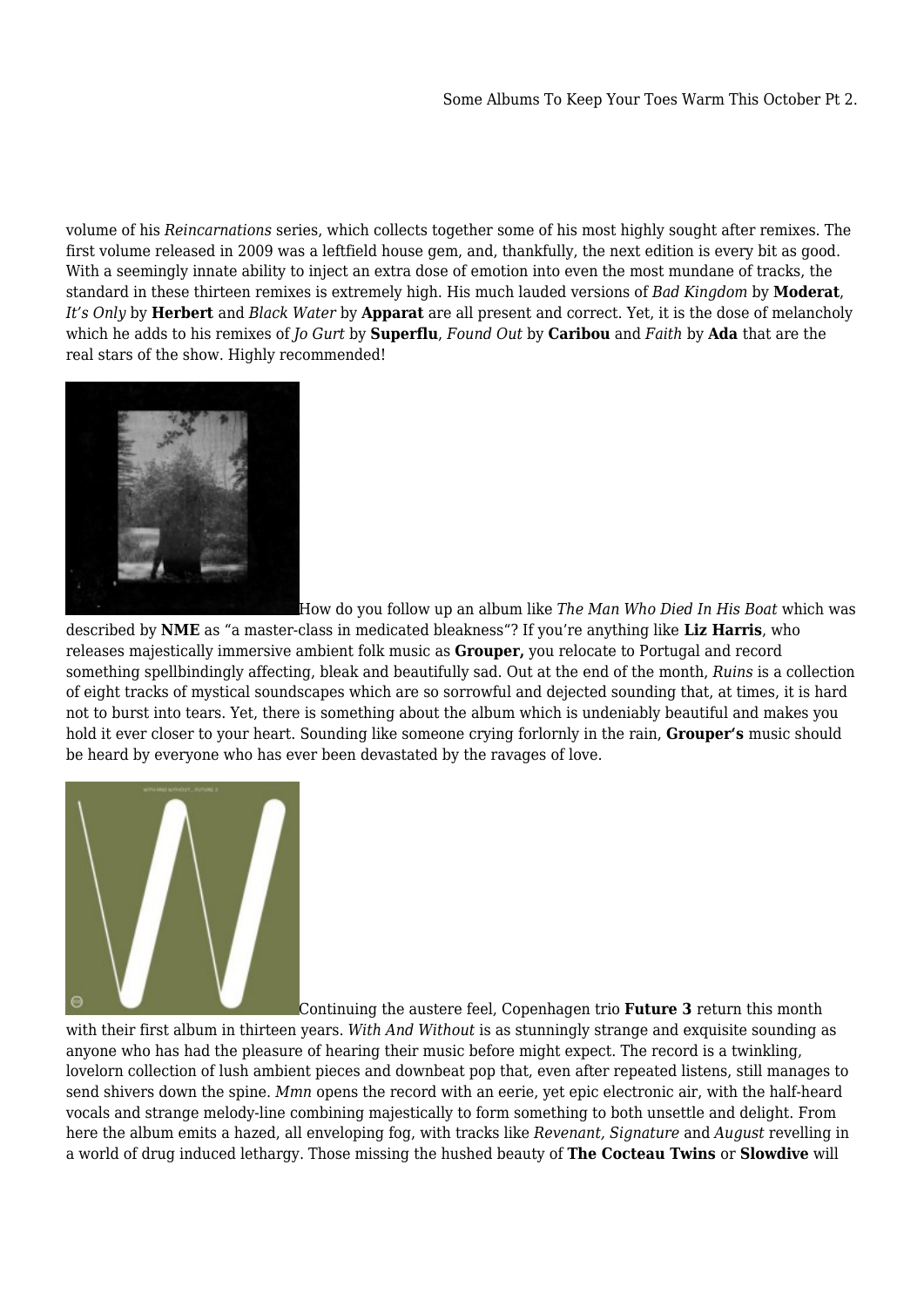volume of his *Reincarnations* series, which collects together some of his most highly sought after remixes. The first volume released in 2009 was a leftfield house gem, and, thankfully, the next edition is every bit as good. With a seemingly innate ability to inject an extra dose of emotion into even the most mundane of tracks, the standard in these thirteen remixes is extremely high. His much lauded versions of *Bad Kingdom* by **Moderat**, *It's Only* by **Herbert** and *Black Water* by **Apparat** are all present and correct. Yet, it is the dose of melancholy which he adds to his remixes of *Jo Gurt* by **Superflu**, *Found Out* by **Caribou** and *Faith* by **Ada** that are the real stars of the show. Highly recommended!

How do you follow up an album like *The Man Who Died In His Boat* which was described by **NME** as "a master-class in medicated bleakness"? If you're anything like **Liz Harris**, who releases majestically immersive ambient folk music as **Grouper,** you relocate to Portugal and record something spellbindingly affecting, bleak and beautifully sad. Out at the end of the month, *Ruins* is a collection of eight tracks of mystical soundscapes which are so sorrowful and dejected sounding that, at times, it is hard not to burst into tears. Yet, there is something about the album which is undeniably beautiful and makes you hold it ever closer to your heart. Sounding like someone crying forlornly in the rain, **Grouper's** music should be heard by everyone who has ever been devastated by the ravages of love.

Continuing the austere feel, Copenhagen trio **Future 3** return this month with their first album in thirteen years. *With And Without* is as stunningly strange and exquisite sounding as anyone who has had the pleasure of hearing their music before might expect. The record is a twinkling, lovelorn collection of lush ambient pieces and downbeat pop that, even after repeated listens, still manages to send shivers down the spine. *Mmn* opens the record with an eerie, yet epic electronic air, with the half-heard vocals and strange melody-line combining majestically to form something to both unsettle and delight. From here the album emits a hazed, all enveloping fog, with tracks like *Revenant, Signature* and *August* revelling in a world of drug induced lethargy. Those missing the hushed beauty of **The Cocteau Twins** or **Slowdive** will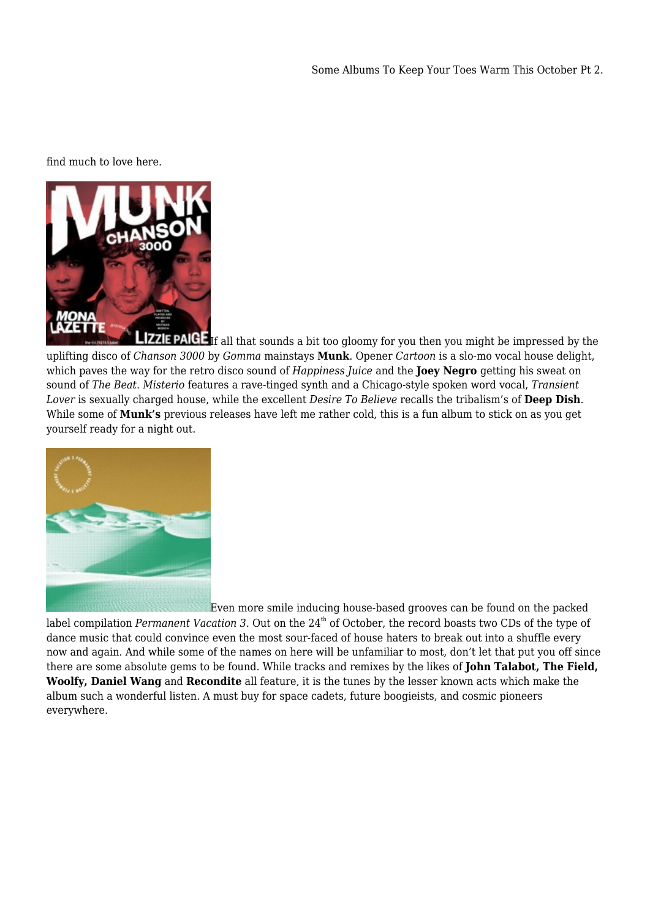find much to love here.

If all that sounds a bit too gloomy for you then you might be impressed by the uplifting disco of *Chanson 3000* by *Gomma* mainstays **Munk**. Opener *Cartoon* is a slo-mo vocal house delight, which paves the way for the retro disco sound of *Happiness Juice* and the **Joey Negro** getting his sweat on sound of *The Beat*. *Misterio* features a rave-tinged synth and a Chicago-style spoken word vocal, *Transient Lover* is sexually charged house, while the excellent *Desire To Believe* recalls the tribalism's of **Deep Dish**. While some of **Munk's** previous releases have left me rather cold, this is a fun album to stick on as you get yourself ready for a night out.

Even more smile inducing house-based grooves can be found on the packed label compilation *Permanent Vacation 3*. Out on the 24th of October, the record boasts two CDs of the type of dance music that could convince even the most sour-faced of house haters to break out into a shuffle every now and again. And while some of the names on here will be unfamiliar to most, don't let that put you off since there are some absolute gems to be found. While tracks and remixes by the likes of **John Talabot, The Field, Woolfy, Daniel Wang** and **Recondite** all feature, it is the tunes by the lesser known acts which make the album such a wonderful listen. A must buy for space cadets, future boogieists, and cosmic pioneers everywhere.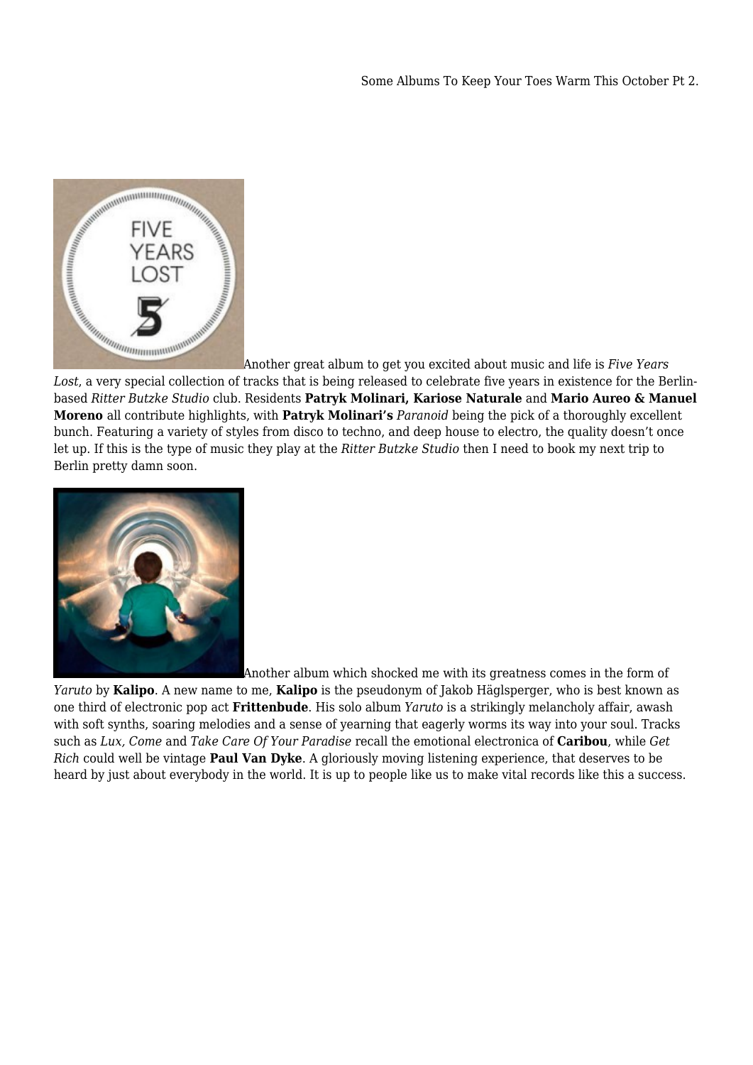Another great album to get you excited about music and life is *Five Years Lost*, a very special collection of tracks that is being released to celebrate five years in existence for the Berlin-based *Ritter Butzke Studio* club. Residents **Patryk Molinari, Kariose Naturale** and **Mario Aureo & Manuel Moreno** all contribute highlights, with **Patryk Molinari's** *Paranoid* being the pick of a thoroughly excellent bunch. Featuring a variety of styles from disco to techno, and deep house to electro, the quality doesn't once let up. If this is the type of music they play at the *Ritter Butzke Studio* then I need to book my next trip to Berlin pretty damn soon.

Another album which shocked me with its greatness comes in the form of *Yaruto* by **Kalipo**. A new name to me, **Kalipo** is the pseudonym of Jakob Häglsperger, who is best known as one third of electronic pop act **Frittenbude**. His solo album *Yaruto* is a strikingly melancholy affair, awash with soft synths, soaring melodies and a sense of yearning that eagerly worms its way into your soul. Tracks such as *Lux, Come* and *Take Care Of Your Paradise* recall the emotional electronica of **Caribou**, while *Get Rich* could well be vintage **Paul Van Dyke**. A gloriously moving listening experience, that deserves to be heard by just about everybody in the world. It is up to people like us to make vital records like this a success.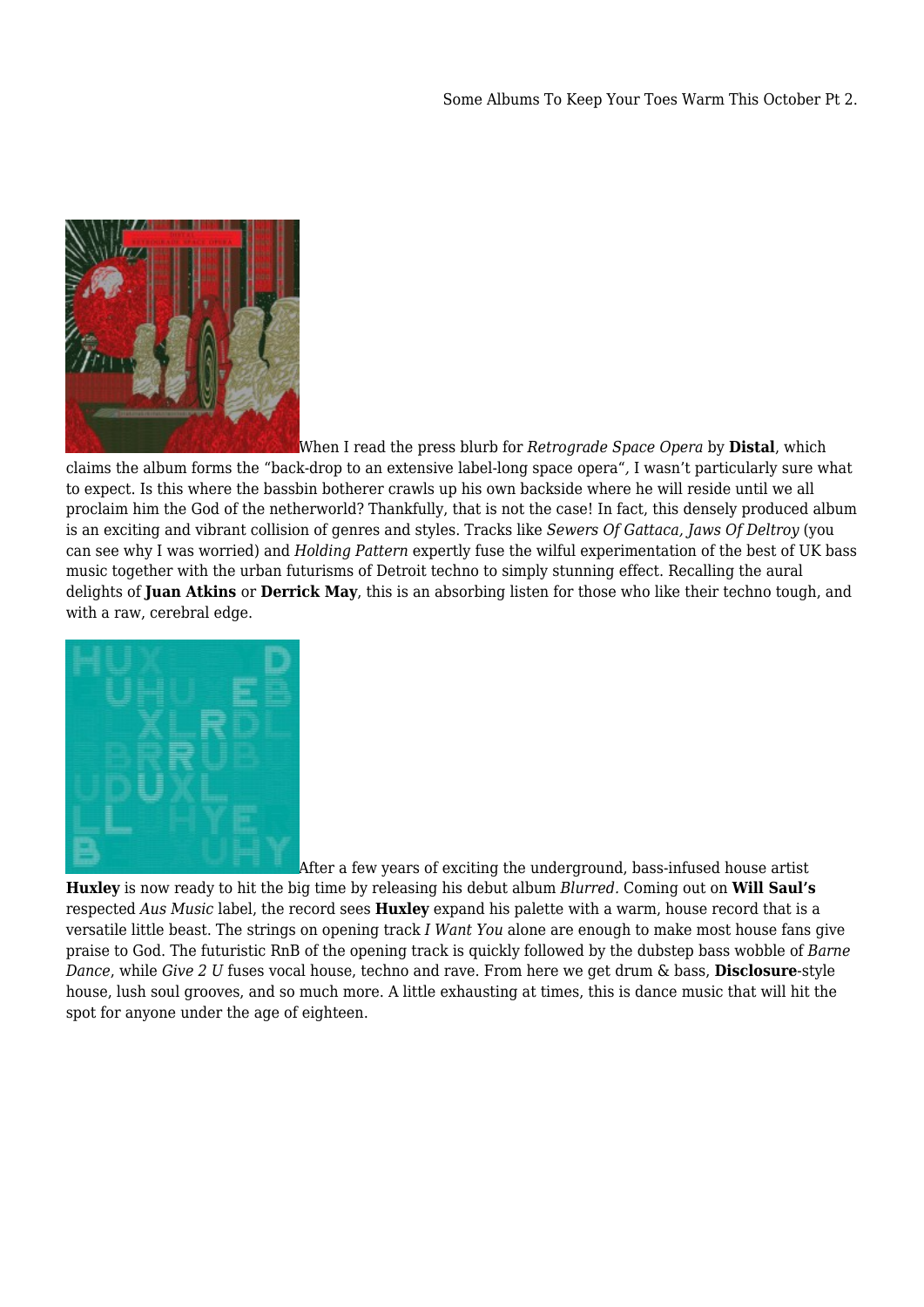Some Albums To Keep Your Toes Warm This October Pt 2.

When I read the press blurb for *Retrograde Space Opera* by **Distal**, which claims the album forms the "back-drop to an extensive label-long space opera", I wasn't particularly sure what to expect. Is this where the bassbin botherer crawls up his own backside where he will reside until we all proclaim him the God of the netherworld? Thankfully, that is not the case! In fact, this densely produced album is an exciting and vibrant collision of genres and styles. Tracks like *Sewers Of Gattaca, Jaws Of Deltroy* (you can see why I was worried) and *Holding Pattern* expertly fuse the wilful experimentation of the best of UK bass music together with the urban futurisms of Detroit techno to simply stunning effect. Recalling the aural delights of **Juan Atkins** or **Derrick May**, this is an absorbing listen for those who like their techno tough, and with a raw, cerebral edge.

After a few years of exciting the underground, bass-infused house artist **Huxley** is now ready to hit the big time by releasing his debut album *Blurred*. Coming out on **Will Saul's** respected *Aus Music* label, the record sees **Huxley** expand his palette with a warm, house record that is a versatile little beast. The strings on opening track *I Want You* alone are enough to make most house fans give praise to God. The futuristic RnB of the opening track is quickly followed by the dubstep bass wobble of *Barne Dance*, while *Give 2 U* fuses vocal house, techno and rave. From here we get drum & bass, **Disclosure**-style house, lush soul grooves, and so much more. A little exhausting at times, this is dance music that will hit the spot for anyone under the age of eighteen.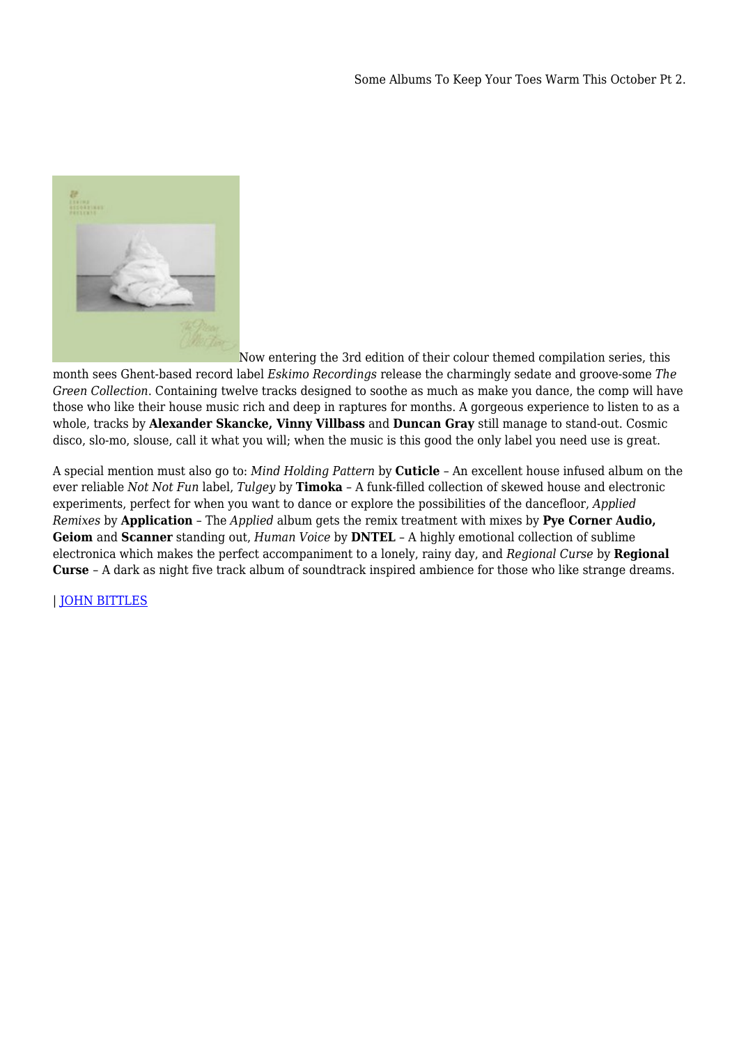Some Albums To Keep Your Toes Warm This October Pt 2.

Now entering the 3rd edition of their colour themed compilation series, this month sees Ghent-based record label *Eskimo Recordings* release the charmingly sedate and groove-some *The Green Collection*. Containing twelve tracks designed to soothe as much as make you dance, the comp will have those who like their house music rich and deep in raptures for months. A gorgeous experience to listen to as a whole, tracks by **Alexander Skancke, Vinny Villbass** and **Duncan Gray** still manage to stand-out. Cosmic disco, slo-mo, slouse, call it what you will; when the music is this good the only label you need use is great.

A special mention must also go to: *Mind Holding Pattern* by **Cuticle** – An excellent house infused album on the ever reliable *Not Not Fun* label, *Tulgey* by **Timoka** – A funk-filled collection of skewed house and electronic experiments, perfect for when you want to dance or explore the possibilities of the dancefloor, *Applied Remixes* by **Application** – The *Applied* album gets the remix treatment with mixes by **Pye Corner Audio, Geiom** and **Scanner** standing out, *Human Voice* by **DNTEL** – A highly emotional collection of sublime electronica which makes the perfect accompaniment to a lonely, rainy day, and *Regional Curse* by **Regional Curse** – A dark as night five track album of soundtrack inspired ambience for those who like strange dreams.

| JOHN BITTLES